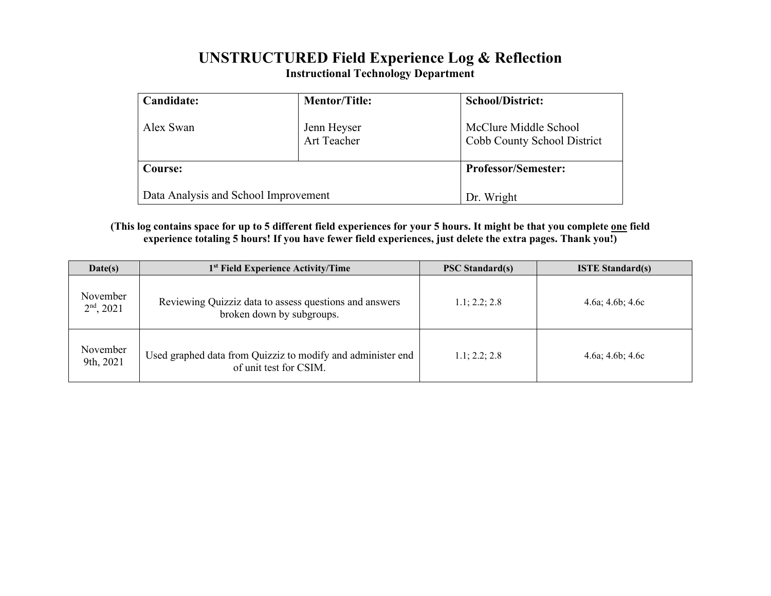# UNSTRUCTURED Field Experience Log & Reflection

## Instructional Technology Department

| **Candidate:** | **Mentor/Title:** | **School/District:** |
|---|---|---|
| Alex Swan | Jenn Heyser<br>Art Teacher | McClure Middle School<br>Cobb County School District |
| **Course:**<br>Data Analysis and School Improvement | | **Professor/Semester:**<br>Dr. Wright |

**(This log contains space for up to 5 different field experiences for your 5 hours. It might be that you complete one field experience totaling 5 hours! If you have fewer field experiences, just delete the extra pages. Thank you!)**

| Date(s) | 1st Field Experience Activity/Time | PSC Standard(s) | ISTE Standard(s) |
|---|---|---|---|
| November 2nd, 2021 | Reviewing Quizziz data to assess questions and answers broken down by subgroups. | 1.1; 2.2; 2.8 | 4.6a; 4.6b; 4.6c |
| November 9th, 2021 | Used graphed data from Quizziz to modify and administer end of unit test for CSIM. | 1.1; 2.2; 2.8 | 4.6a; 4.6b; 4.6c |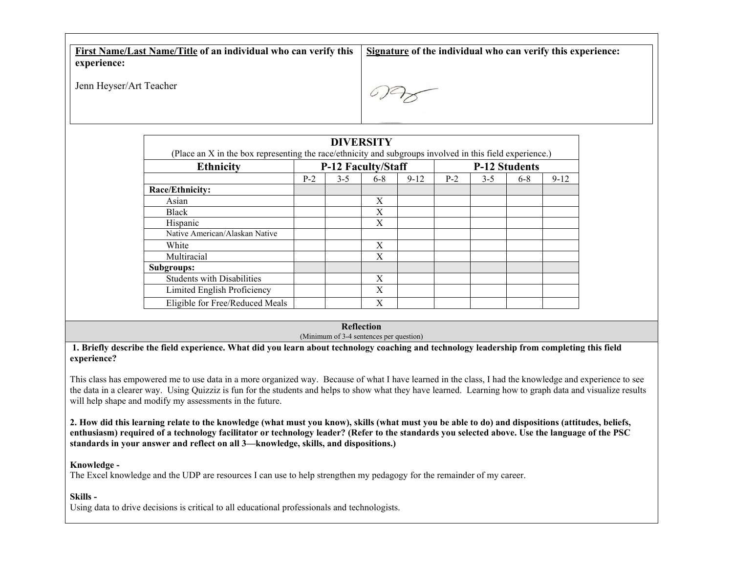| **First Name/Last Name/Title** of an individual who can verify this experience: | **Signature** of the individual who can verify this experience: |
| --- | --- |
| Jenn Heyser/Art Teacher | |

| **DIVERSITY** (Place an X in the box representing the race/ethnicity and subgroups involved in this field experience.) | | | | | | | | |
| --- | --- | --- | --- | --- | --- | --- | --- | --- |
| **Ethnicity** | **P-12 Faculty/Staff** | | | | **P-12 Students** | | | |
| | P-2 | 3-5 | 6-8 | 9-12 | P-2 | 3-5 | 6-8 | 9-12 |
| **Race/Ethnicity:** | | | | | | | | |
| Asian | | | X | | | | | |
| Black | | | X | | | | | |
| Hispanic | | | X | | | | | |
| Native American/Alaskan Native | | | | | | | | |
| White | | | X | | | | | |
| Multiracial | | | X | | | | | |
| **Subgroups:** | | | | | | | | |
| Students with Disabilities | | | X | | | | | |
| Limited English Proficiency | | | X | | | | | |
| Eligible for Free/Reduced Meals | | | X | | | | | |

**Reflection**
(Minimum of 3-4 sentences per question)

**1. Briefly describe the field experience. What did you learn about technology coaching and technology leadership from completing this field experience?**

This class has empowered me to use data in a more organized way. Because of what I have learned in the class, I had the knowledge and experience to see the data in a clearer way. Using Quizziz is fun for the students and helps to show what they have learned. Learning how to graph data and visualize results will help shape and modify my assessments in the future.

**2. How did this learning relate to the knowledge (what must you know), skills (what must you be able to do) and dispositions (attitudes, beliefs, enthusiasm) required of a technology facilitator or technology leader? (Refer to the standards you selected above. Use the language of the PSC standards in your answer and reflect on all 3—knowledge, skills, and dispositions.)**

**Knowledge -**
The Excel knowledge and the UDP are resources I can use to help strengthen my pedagogy for the remainder of my career.

**Skills -**
Using data to drive decisions is critical to all educational professionals and technologists.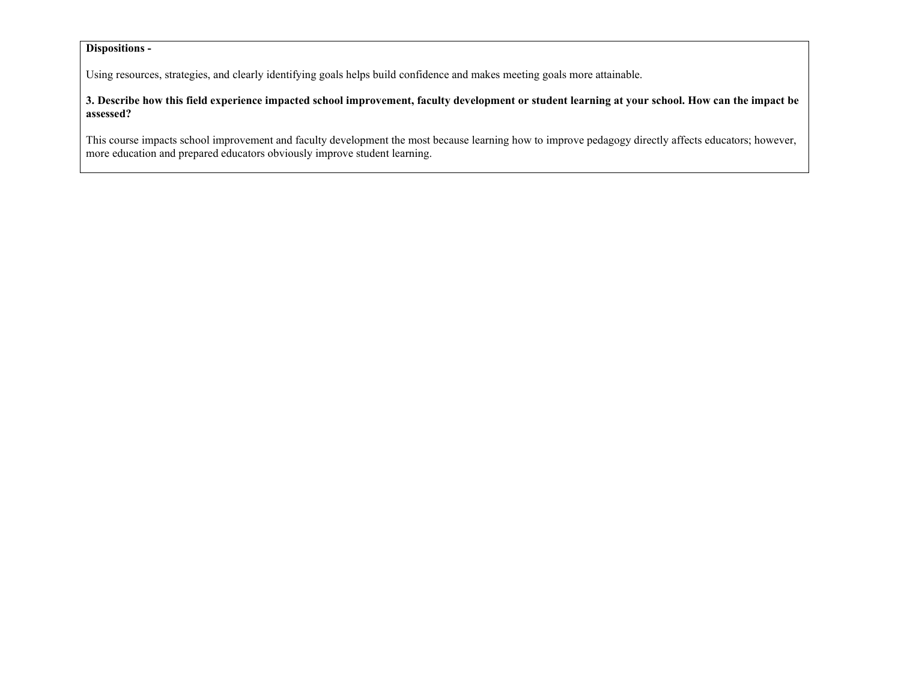**Dispositions -**

Using resources, strategies, and clearly identifying goals helps build confidence and makes meeting goals more attainable.

**3. Describe how this field experience impacted school improvement, faculty development or student learning at your school. How can the impact be assessed?**

This course impacts school improvement and faculty development the most because learning how to improve pedagogy directly affects educators; however, more education and prepared educators obviously improve student learning.